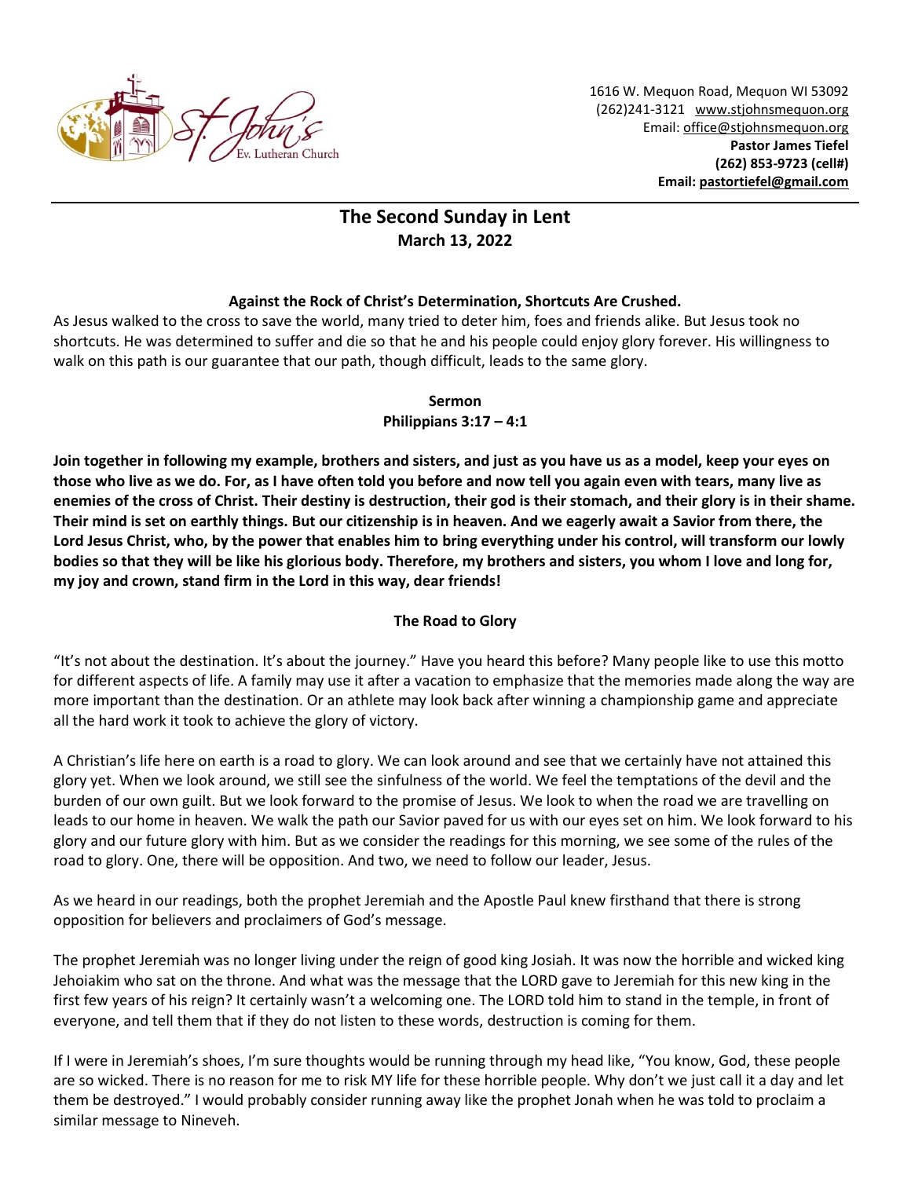1616 W. Mequon Road, Mequon WI 53092
(262)241-3121 www.stjohnsmequon.org
Email: office@stjohnsmequon.org
**Pastor James Tiefel**
**(262) 853-9723 (cell#)**
**Email: pastortiefel@gmail.com**

# The Second Sunday in Lent
**March 13, 2022**

**Against the Rock of Christ's Determination, Shortcuts Are Crushed.**

As Jesus walked to the cross to save the world, many tried to deter him, foes and friends alike. But Jesus took no shortcuts. He was determined to suffer and die so that he and his people could enjoy glory forever. His willingness to walk on this path is our guarantee that our path, though difficult, leads to the same glory.

**Sermon**
**Philippians 3:17 – 4:1**

**Join together in following my example, brothers and sisters, and just as you have us as a model, keep your eyes on those who live as we do. For, as I have often told you before and now tell you again even with tears, many live as enemies of the cross of Christ. Their destiny is destruction, their god is their stomach, and their glory is in their shame. Their mind is set on earthly things. But our citizenship is in heaven. And we eagerly await a Savior from there, the Lord Jesus Christ, who, by the power that enables him to bring everything under his control, will transform our lowly bodies so that they will be like his glorious body. Therefore, my brothers and sisters, you whom I love and long for, my joy and crown, stand firm in the Lord in this way, dear friends!**

**The Road to Glory**

"It's not about the destination. It's about the journey." Have you heard this before? Many people like to use this motto for different aspects of life. A family may use it after a vacation to emphasize that the memories made along the way are more important than the destination. Or an athlete may look back after winning a championship game and appreciate all the hard work it took to achieve the glory of victory.

A Christian's life here on earth is a road to glory. We can look around and see that we certainly have not attained this glory yet. When we look around, we still see the sinfulness of the world. We feel the temptations of the devil and the burden of our own guilt. But we look forward to the promise of Jesus. We look to when the road we are travelling on leads to our home in heaven. We walk the path our Savior paved for us with our eyes set on him. We look forward to his glory and our future glory with him. But as we consider the readings for this morning, we see some of the rules of the road to glory. One, there will be opposition. And two, we need to follow our leader, Jesus.

As we heard in our readings, both the prophet Jeremiah and the Apostle Paul knew firsthand that there is strong opposition for believers and proclaimers of God's message.

The prophet Jeremiah was no longer living under the reign of good king Josiah. It was now the horrible and wicked king Jehoiakim who sat on the throne. And what was the message that the LORD gave to Jeremiah for this new king in the first few years of his reign? It certainly wasn't a welcoming one. The LORD told him to stand in the temple, in front of everyone, and tell them that if they do not listen to these words, destruction is coming for them.

If I were in Jeremiah's shoes, I'm sure thoughts would be running through my head like, "You know, God, these people are so wicked. There is no reason for me to risk MY life for these horrible people. Why don't we just call it a day and let them be destroyed." I would probably consider running away like the prophet Jonah when he was told to proclaim a similar message to Nineveh.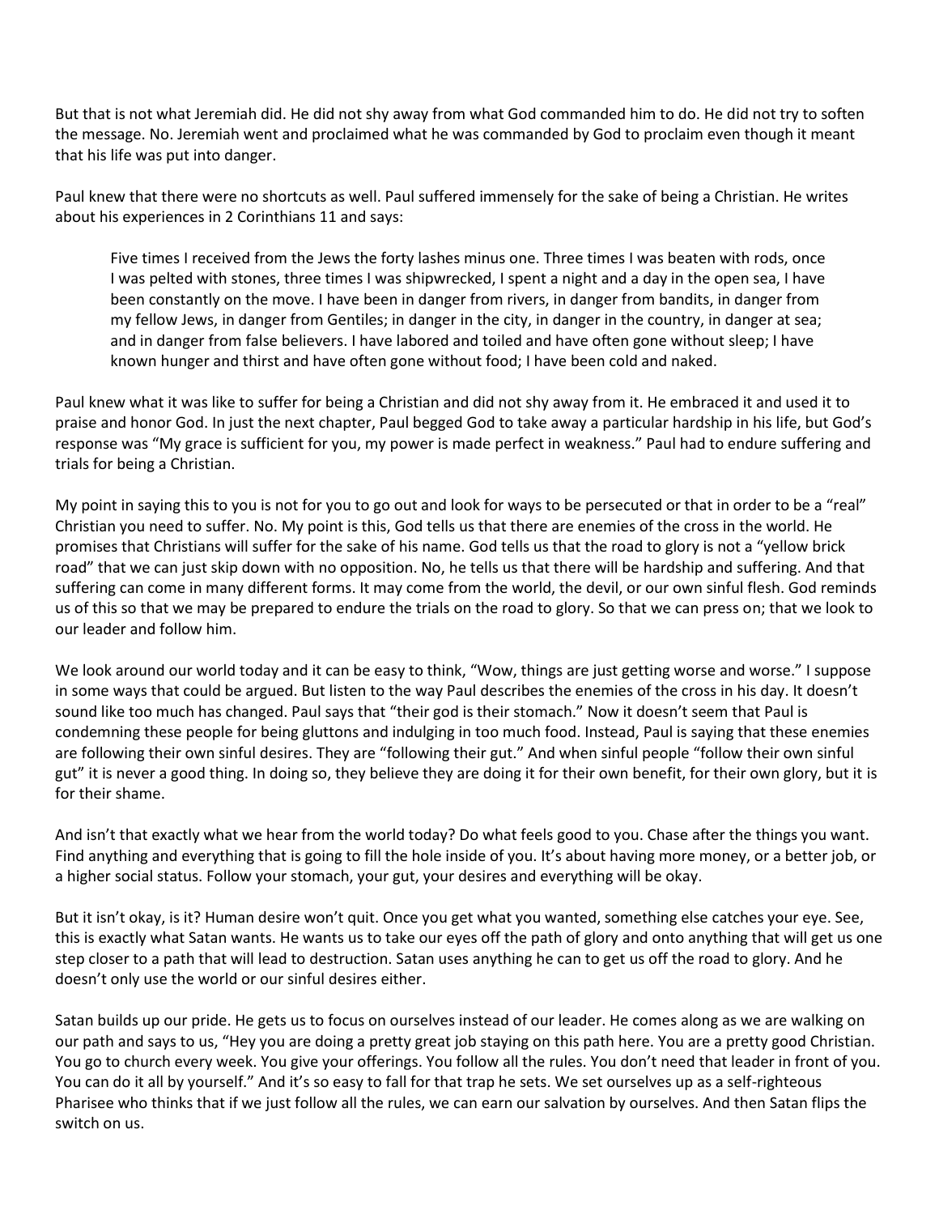But that is not what Jeremiah did. He did not shy away from what God commanded him to do. He did not try to soften the message. No. Jeremiah went and proclaimed what he was commanded by God to proclaim even though it meant that his life was put into danger.

Paul knew that there were no shortcuts as well. Paul suffered immensely for the sake of being a Christian. He writes about his experiences in 2 Corinthians 11 and says:

> Five times I received from the Jews the forty lashes minus one. Three times I was beaten with rods, once I was pelted with stones, three times I was shipwrecked, I spent a night and a day in the open sea, I have been constantly on the move. I have been in danger from rivers, in danger from bandits, in danger from my fellow Jews, in danger from Gentiles; in danger in the city, in danger in the country, in danger at sea; and in danger from false believers. I have labored and toiled and have often gone without sleep; I have known hunger and thirst and have often gone without food; I have been cold and naked.

Paul knew what it was like to suffer for being a Christian and did not shy away from it. He embraced it and used it to praise and honor God. In just the next chapter, Paul begged God to take away a particular hardship in his life, but God's response was "My grace is sufficient for you, my power is made perfect in weakness." Paul had to endure suffering and trials for being a Christian.

My point in saying this to you is not for you to go out and look for ways to be persecuted or that in order to be a "real" Christian you need to suffer. No. My point is this, God tells us that there are enemies of the cross in the world. He promises that Christians will suffer for the sake of his name. God tells us that the road to glory is not a "yellow brick road" that we can just skip down with no opposition. No, he tells us that there will be hardship and suffering. And that suffering can come in many different forms. It may come from the world, the devil, or our own sinful flesh. God reminds us of this so that we may be prepared to endure the trials on the road to glory. So that we can press on; that we look to our leader and follow him.

We look around our world today and it can be easy to think, "Wow, things are just getting worse and worse." I suppose in some ways that could be argued. But listen to the way Paul describes the enemies of the cross in his day. It doesn't sound like too much has changed. Paul says that "their god is their stomach." Now it doesn't seem that Paul is condemning these people for being gluttons and indulging in too much food. Instead, Paul is saying that these enemies are following their own sinful desires. They are "following their gut." And when sinful people "follow their own sinful gut" it is never a good thing. In doing so, they believe they are doing it for their own benefit, for their own glory, but it is for their shame.

And isn't that exactly what we hear from the world today? Do what feels good to you. Chase after the things you want. Find anything and everything that is going to fill the hole inside of you. It's about having more money, or a better job, or a higher social status. Follow your stomach, your gut, your desires and everything will be okay.

But it isn't okay, is it? Human desire won't quit. Once you get what you wanted, something else catches your eye. See, this is exactly what Satan wants. He wants us to take our eyes off the path of glory and onto anything that will get us one step closer to a path that will lead to destruction. Satan uses anything he can to get us off the road to glory. And he doesn't only use the world or our sinful desires either.

Satan builds up our pride. He gets us to focus on ourselves instead of our leader. He comes along as we are walking on our path and says to us, "Hey you are doing a pretty great job staying on this path here. You are a pretty good Christian. You go to church every week. You give your offerings. You follow all the rules. You don't need that leader in front of you. You can do it all by yourself." And it's so easy to fall for that trap he sets. We set ourselves up as a self-righteous Pharisee who thinks that if we just follow all the rules, we can earn our salvation by ourselves. And then Satan flips the switch on us.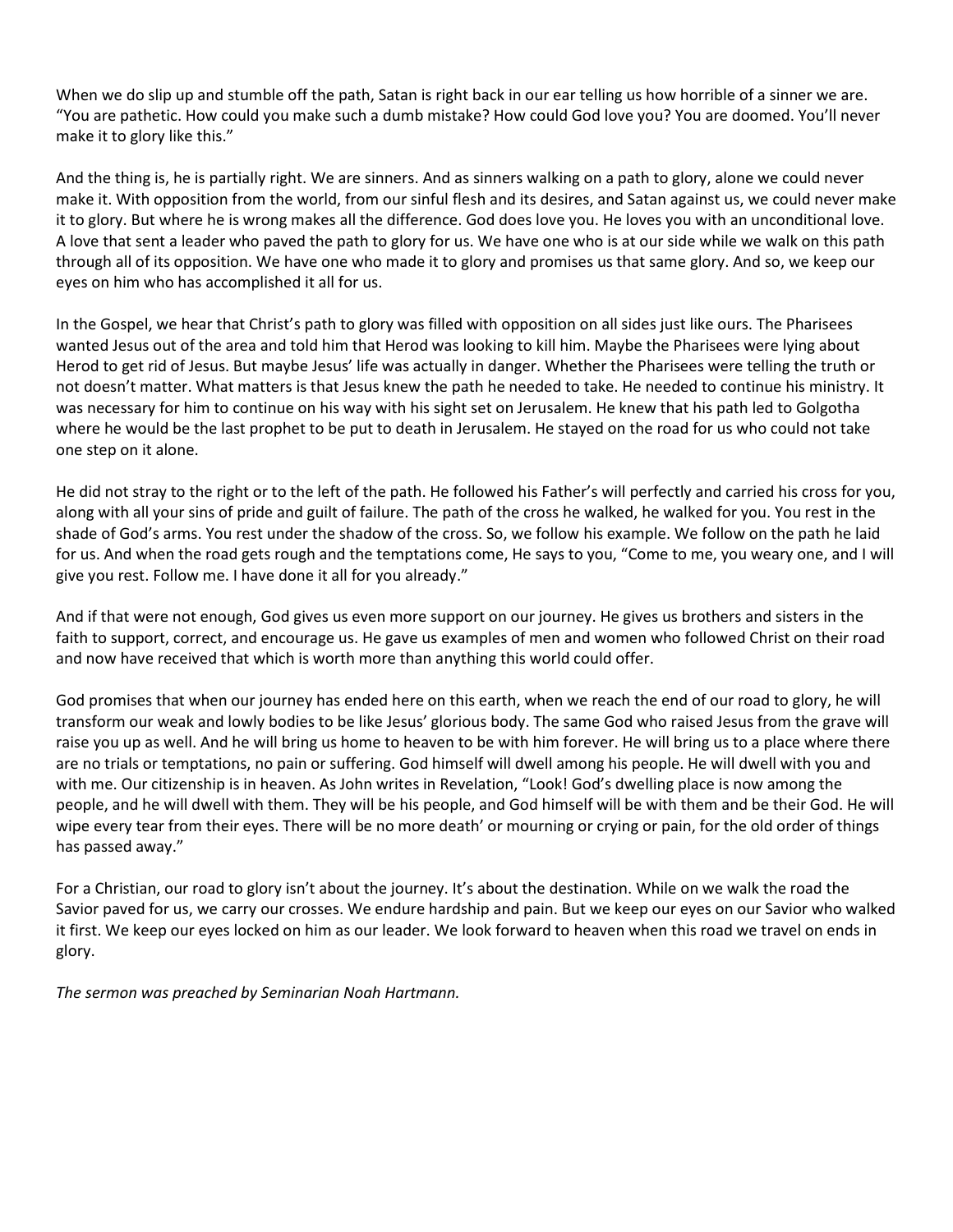When we do slip up and stumble off the path, Satan is right back in our ear telling us how horrible of a sinner we are. "You are pathetic. How could you make such a dumb mistake? How could God love you? You are doomed. You'll never make it to glory like this."

And the thing is, he is partially right. We are sinners. And as sinners walking on a path to glory, alone we could never make it. With opposition from the world, from our sinful flesh and its desires, and Satan against us, we could never make it to glory. But where he is wrong makes all the difference. God does love you. He loves you with an unconditional love. A love that sent a leader who paved the path to glory for us. We have one who is at our side while we walk on this path through all of its opposition. We have one who made it to glory and promises us that same glory. And so, we keep our eyes on him who has accomplished it all for us.

In the Gospel, we hear that Christ's path to glory was filled with opposition on all sides just like ours. The Pharisees wanted Jesus out of the area and told him that Herod was looking to kill him. Maybe the Pharisees were lying about Herod to get rid of Jesus. But maybe Jesus' life was actually in danger. Whether the Pharisees were telling the truth or not doesn't matter. What matters is that Jesus knew the path he needed to take. He needed to continue his ministry. It was necessary for him to continue on his way with his sight set on Jerusalem. He knew that his path led to Golgotha where he would be the last prophet to be put to death in Jerusalem. He stayed on the road for us who could not take one step on it alone.

He did not stray to the right or to the left of the path. He followed his Father's will perfectly and carried his cross for you, along with all your sins of pride and guilt of failure. The path of the cross he walked, he walked for you. You rest in the shade of God's arms. You rest under the shadow of the cross. So, we follow his example. We follow on the path he laid for us. And when the road gets rough and the temptations come, He says to you, "Come to me, you weary one, and I will give you rest. Follow me. I have done it all for you already."

And if that were not enough, God gives us even more support on our journey. He gives us brothers and sisters in the faith to support, correct, and encourage us. He gave us examples of men and women who followed Christ on their road and now have received that which is worth more than anything this world could offer.

God promises that when our journey has ended here on this earth, when we reach the end of our road to glory, he will transform our weak and lowly bodies to be like Jesus' glorious body. The same God who raised Jesus from the grave will raise you up as well. And he will bring us home to heaven to be with him forever. He will bring us to a place where there are no trials or temptations, no pain or suffering. God himself will dwell among his people. He will dwell with you and with me. Our citizenship is in heaven. As John writes in Revelation, "Look! God's dwelling place is now among the people, and he will dwell with them. They will be his people, and God himself will be with them and be their God. He will wipe every tear from their eyes. There will be no more death' or mourning or crying or pain, for the old order of things has passed away."

For a Christian, our road to glory isn't about the journey. It's about the destination. While on we walk the road the Savior paved for us, we carry our crosses. We endure hardship and pain. But we keep our eyes on our Savior who walked it first. We keep our eyes locked on him as our leader. We look forward to heaven when this road we travel on ends in glory.

*The sermon was preached by Seminarian Noah Hartmann.*